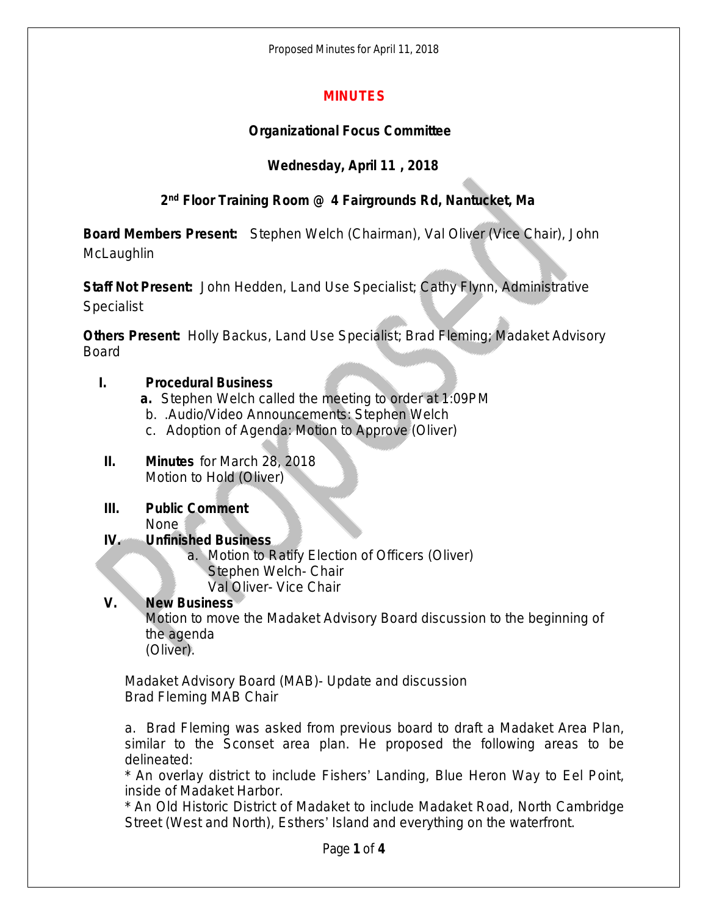# MINUTES

## Organizational Focus Committee

## Wednesday, April 11 , 2018

## 2nd Floor Training Room @ 4 Fairgrounds Rd, Nantucket, Ma

**Board Members Present:** Stephen Welch (Chairman), Val Oliver (Vice Chair), John McLaughlin

**Staff Not Present:** John Hedden, Land Use Specialist; Cathy Flynn, Administrative Specialist

**Others Present:** Holly Backus, Land Use Specialist; Brad Fleming; Madaket Advisory Board

**I. Procedural Business**

- **a.** Stephen Welch called the meeting to order at 1:09PM
- b. .Audio/Video Announcements: Stephen Welch
- c. Adoption of Agenda: Motion to Approve (Oliver)

**II. Minutes** for March 28, 2018
Motion to Hold (Oliver)

**III. Public Comment**
None

**IV. Unfinished Business**

- a. Motion to Ratify Election of Officers (Oliver)
  Stephen Welch- Chair
  Val Oliver- Vice Chair

**V. New Business**
Motion to move the Madaket Advisory Board discussion to the beginning of the agenda
(Oliver).

Madaket Advisory Board (MAB)- Update and discussion
Brad Fleming MAB Chair

a. Brad Fleming was asked from previous board to draft a Madaket Area Plan, similar to the Sconset area plan. He proposed the following areas to be delineated:
* An overlay district to include Fishers' Landing, Blue Heron Way to Eel Point, inside of Madaket Harbor.
* An Old Historic District of Madaket to include Madaket Road, North Cambridge Street (West and North), Esthers' Island and everything on the waterfront.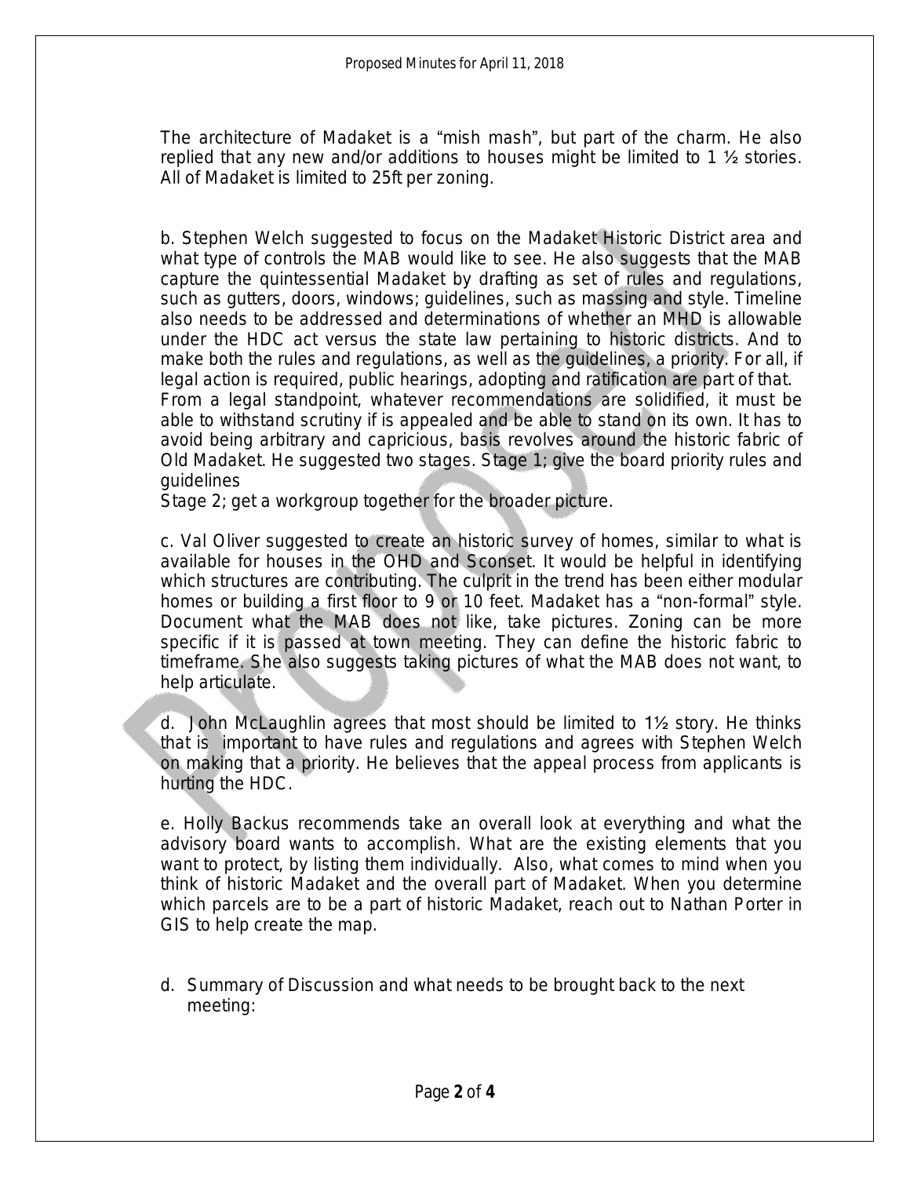The architecture of Madaket is a "mish mash", but part of the charm. He also replied that any new and/or additions to houses might be limited to 1 ½ stories. All of Madaket is limited to 25ft per zoning.

b. Stephen Welch suggested to focus on the Madaket Historic District area and what type of controls the MAB would like to see. He also suggests that the MAB capture the quintessential Madaket by drafting as set of rules and regulations, such as gutters, doors, windows; guidelines, such as massing and style. Timeline also needs to be addressed and determinations of whether an MHD is allowable under the HDC act versus the state law pertaining to historic districts. And to make both the rules and regulations, as well as the guidelines, a priority. For all, if legal action is required, public hearings, adopting and ratification are part of that.
From a legal standpoint, whatever recommendations are solidified, it must be able to withstand scrutiny if is appealed and be able to stand on its own. It has to avoid being arbitrary and capricious, basis revolves around the historic fabric of Old Madaket. He suggested two stages. Stage 1; give the board priority rules and guidelines
Stage 2; get a workgroup together for the broader picture.

c. Val Oliver suggested to create an historic survey of homes, similar to what is available for houses in the OHD and Sconset. It would be helpful in identifying which structures are contributing. The culprit in the trend has been either modular homes or building a first floor to 9 or 10 feet. Madaket has a "non-formal" style. Document what the MAB does not like, take pictures. Zoning can be more specific if it is passed at town meeting. They can define the historic fabric to timeframe. She also suggests taking pictures of what the MAB does not want, to help articulate.

d. John McLaughlin agrees that most should be limited to 1½ story. He thinks that is important to have rules and regulations and agrees with Stephen Welch on making that a priority. He believes that the appeal process from applicants is hurting the HDC.

e. Holly Backus recommends take an overall look at everything and what the advisory board wants to accomplish. What are the existing elements that you want to protect, by listing them individually. Also, what comes to mind when you think of historic Madaket and the overall part of Madaket. When you determine which parcels are to be a part of historic Madaket, reach out to Nathan Porter in GIS to help create the map.

d. Summary of Discussion and what needs to be brought back to the next meeting: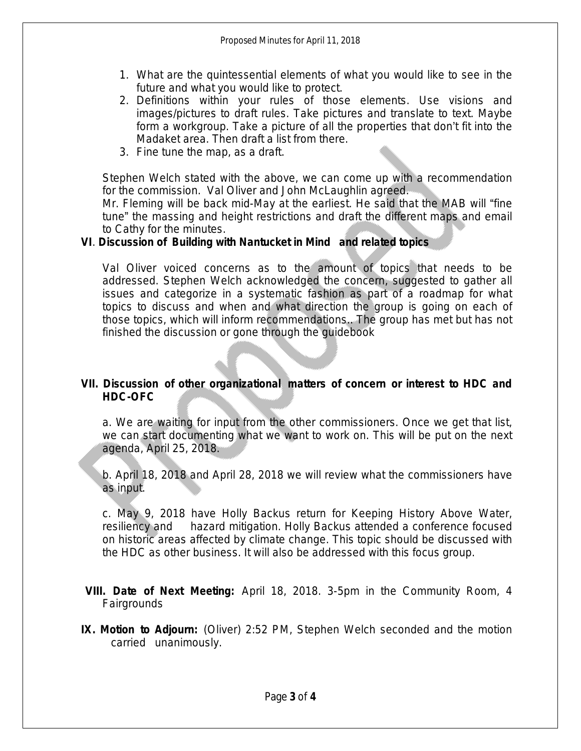1. What are the quintessential elements of what you would like to see in the future and what you would like to protect.
2. Definitions within your rules of those elements. Use visions and images/pictures to draft rules. Take pictures and translate to text. Maybe form a workgroup. Take a picture of all the properties that don't fit into the Madaket area. Then draft a list from there.
3. Fine tune the map, as a draft.

Stephen Welch stated with the above, we can come up with a recommendation for the commission. Val Oliver and John McLaughlin agreed.
Mr. Fleming will be back mid-May at the earliest. He said that the MAB will "fine tune" the massing and height restrictions and draft the different maps and email to Cathy for the minutes.

**VI. Discussion of Building with Nantucket in Mind and related topics**

Val Oliver voiced concerns as to the amount of topics that needs to be addressed. Stephen Welch acknowledged the concern, suggested to gather all issues and categorize in a systematic fashion as part of a roadmap for what topics to discuss and when and what direction the group is going on each of those topics, which will inform recommendations.. The group has met but has not finished the discussion or gone through the guidebook

**VII. Discussion of other organizational matters of concern or interest to HDC and HDC-OFC**

a. We are waiting for input from the other commissioners. Once we get that list, we can start documenting what we want to work on. This will be put on the next agenda, April 25, 2018.

b. April 18, 2018 and April 28, 2018 we will review what the commissioners have as input.

c. May 9, 2018 have Holly Backus return for Keeping History Above Water, resiliency and hazard mitigation. Holly Backus attended a conference focused on historic areas affected by climate change. This topic should be discussed with the HDC as other business. It will also be addressed with this focus group.

**VIII. Date of Next Meeting:** April 18, 2018. 3-5pm in the Community Room, 4 Fairgrounds

**IX. Motion to Adjourn:** (Oliver) 2:52 PM, Stephen Welch seconded and the motion carried unanimously.